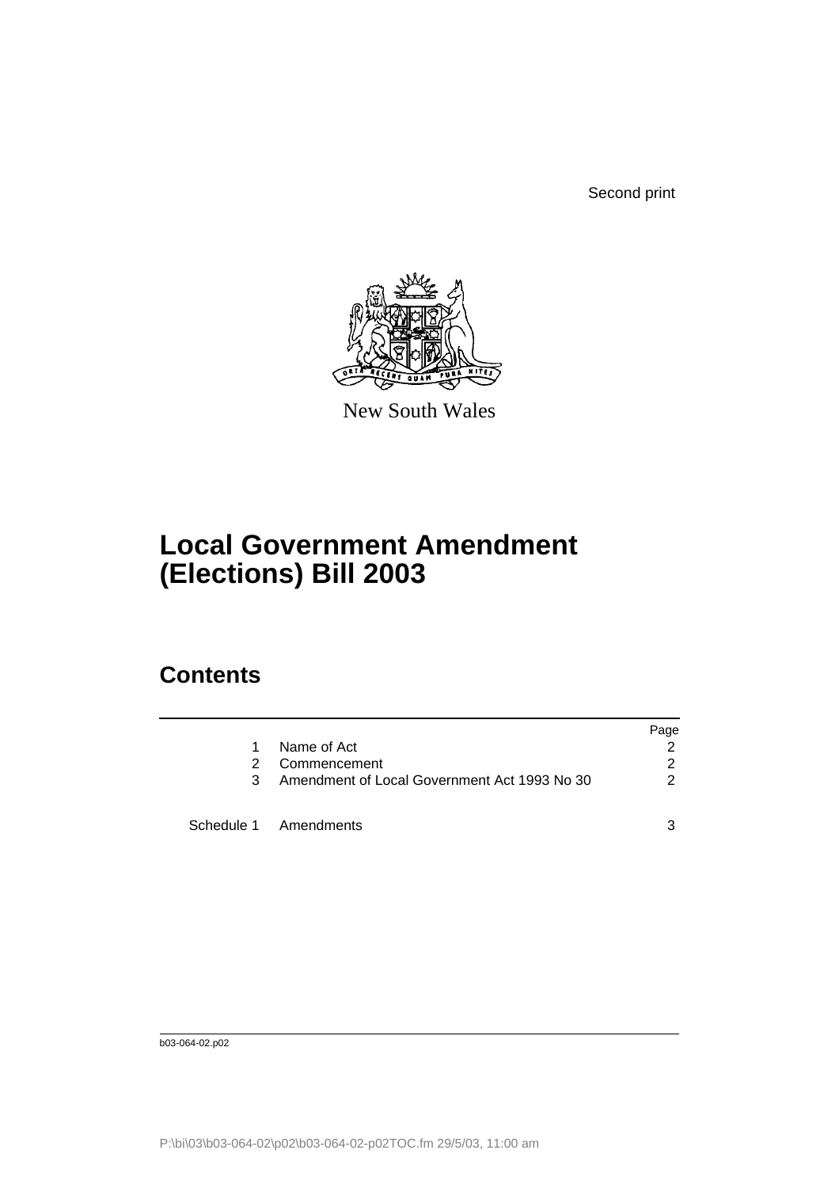Second print

New South Wales

# Local Government Amendment (Elections) Bill 2003

## Contents

| | | Page |
|---|---|---|
| 1 | Name of Act | 2 |
| 2 | Commencement | 2 |
| 3 | Amendment of Local Government Act 1993 No 30 | 2 |
| Schedule 1 | Amendments | 3 |

b03-064-02.p02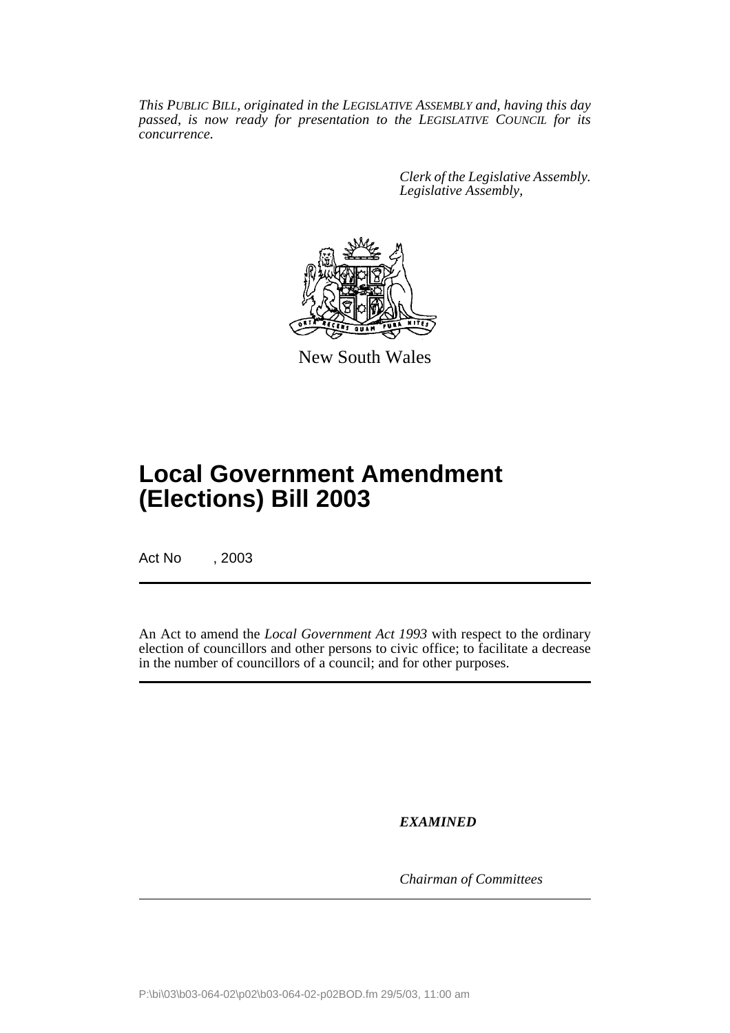*This PUBLIC BILL, originated in the LEGISLATIVE ASSEMBLY and, having this day passed, is now ready for presentation to the LEGISLATIVE COUNCIL for its concurrence.*

*Clerk of the Legislative Assembly.*
*Legislative Assembly,*

New South Wales

# Local Government Amendment (Elections) Bill 2003

Act No , 2003

An Act to amend the *Local Government Act 1993* with respect to the ordinary election of councillors and other persons to civic office; to facilitate a decrease in the number of councillors of a council; and for other purposes.

***EXAMINED***

*Chairman of Committees*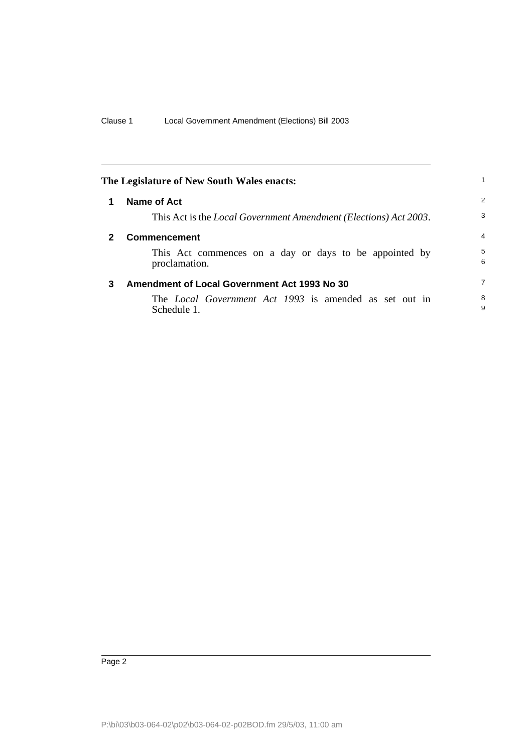**The Legislature of New South Wales enacts:**

## 1 Name of Act

This Act is the *Local Government Amendment (Elections) Act 2003*.

## 2 Commencement

This Act commences on a day or days to be appointed by proclamation.

## 3 Amendment of Local Government Act 1993 No 30

The *Local Government Act 1993* is amended as set out in Schedule 1.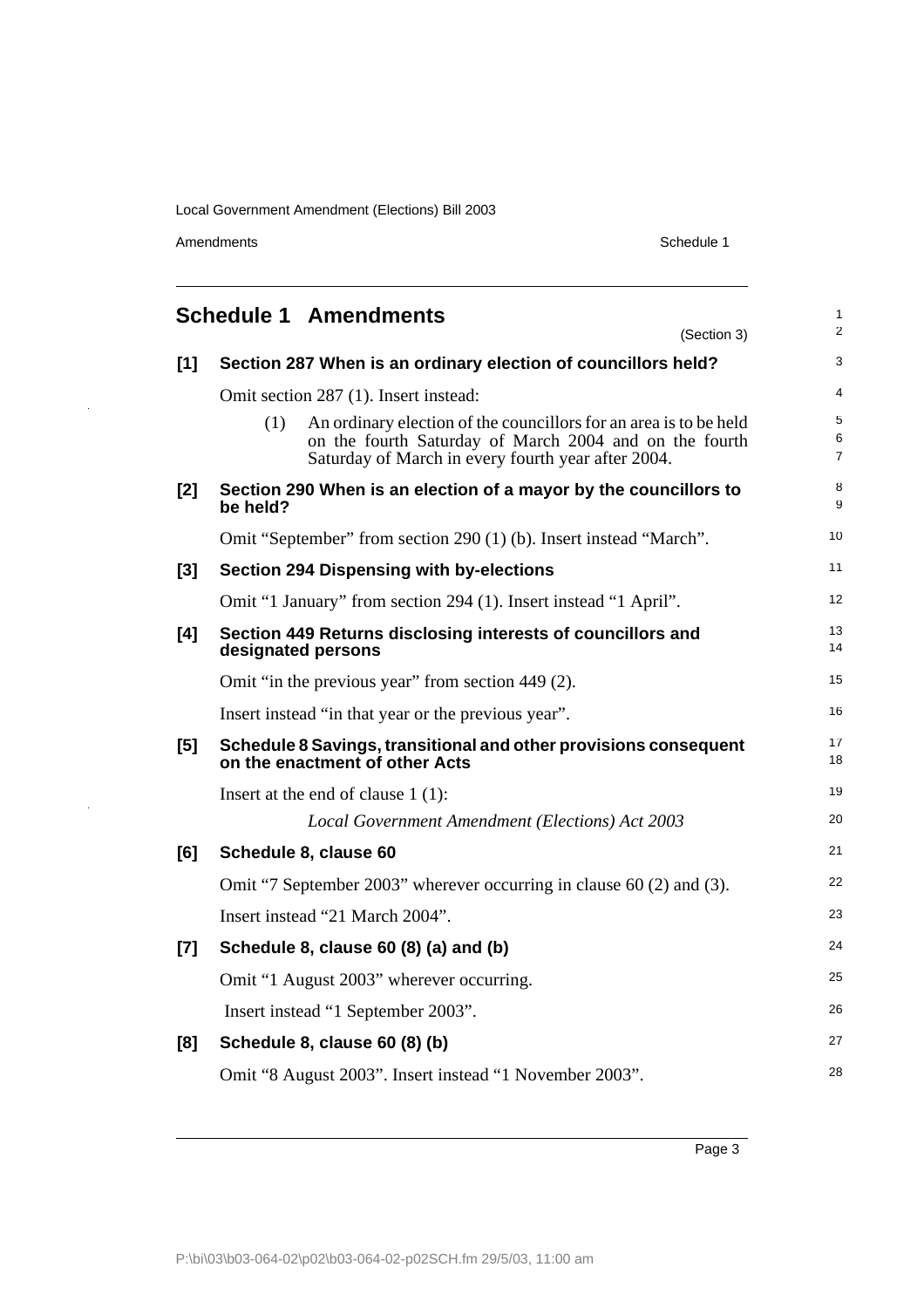## Schedule 1 Amendments

(Section 3)

**[1] Section 287 When is an ordinary election of councillors held?**

Omit section 287 (1). Insert instead:

(1) An ordinary election of the councillors for an area is to be held on the fourth Saturday of March 2004 and on the fourth Saturday of March in every fourth year after 2004.

**[2] Section 290 When is an election of a mayor by the councillors to be held?**

Omit "September" from section 290 (1) (b). Insert instead "March".

**[3] Section 294 Dispensing with by-elections**

Omit "1 January" from section 294 (1). Insert instead "1 April".

**[4] Section 449 Returns disclosing interests of councillors and designated persons**

Omit "in the previous year" from section 449 (2).

Insert instead "in that year or the previous year".

**[5] Schedule 8 Savings, transitional and other provisions consequent on the enactment of other Acts**

Insert at the end of clause 1 (1):

*Local Government Amendment (Elections) Act 2003*

**[6] Schedule 8, clause 60**

Omit "7 September 2003" wherever occurring in clause 60 (2) and (3).

Insert instead "21 March 2004".

**[7] Schedule 8, clause 60 (8) (a) and (b)**

Omit "1 August 2003" wherever occurring.

Insert instead "1 September 2003".

**[8] Schedule 8, clause 60 (8) (b)**

Omit "8 August 2003". Insert instead "1 November 2003".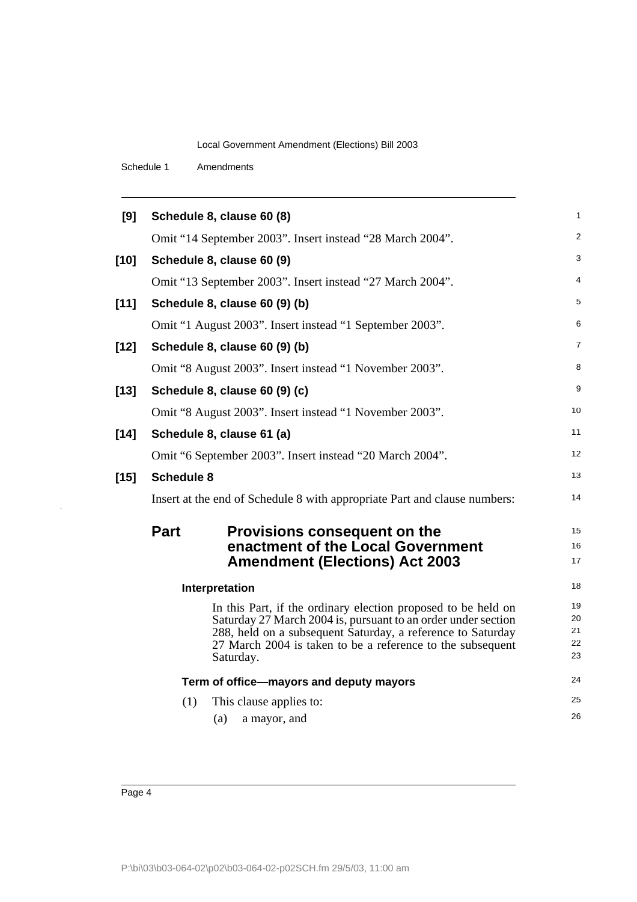**[9] Schedule 8, clause 60 (8)**

Omit “14 September 2003”. Insert instead “28 March 2004”.

**[10] Schedule 8, clause 60 (9)**

Omit “13 September 2003”. Insert instead “27 March 2004”.

**[11] Schedule 8, clause 60 (9) (b)**

Omit “1 August 2003”. Insert instead “1 September 2003”.

**[12] Schedule 8, clause 60 (9) (b)**

Omit “8 August 2003”. Insert instead “1 November 2003”.

**[13] Schedule 8, clause 60 (9) (c)**

Omit “8 August 2003”. Insert instead “1 November 2003”.

**[14] Schedule 8, clause 61 (a)**

Omit “6 September 2003”. Insert instead “20 March 2004”.

**[15] Schedule 8**

Insert at the end of Schedule 8 with appropriate Part and clause numbers:

## Part Provisions consequent on the enactment of the Local Government Amendment (Elections) Act 2003

### Interpretation

In this Part, if the ordinary election proposed to be held on Saturday 27 March 2004 is, pursuant to an order under section 288, held on a subsequent Saturday, a reference to Saturday 27 March 2004 is taken to be a reference to the subsequent Saturday.

### Term of office—mayors and deputy mayors

(1) This clause applies to:

(a) a mayor, and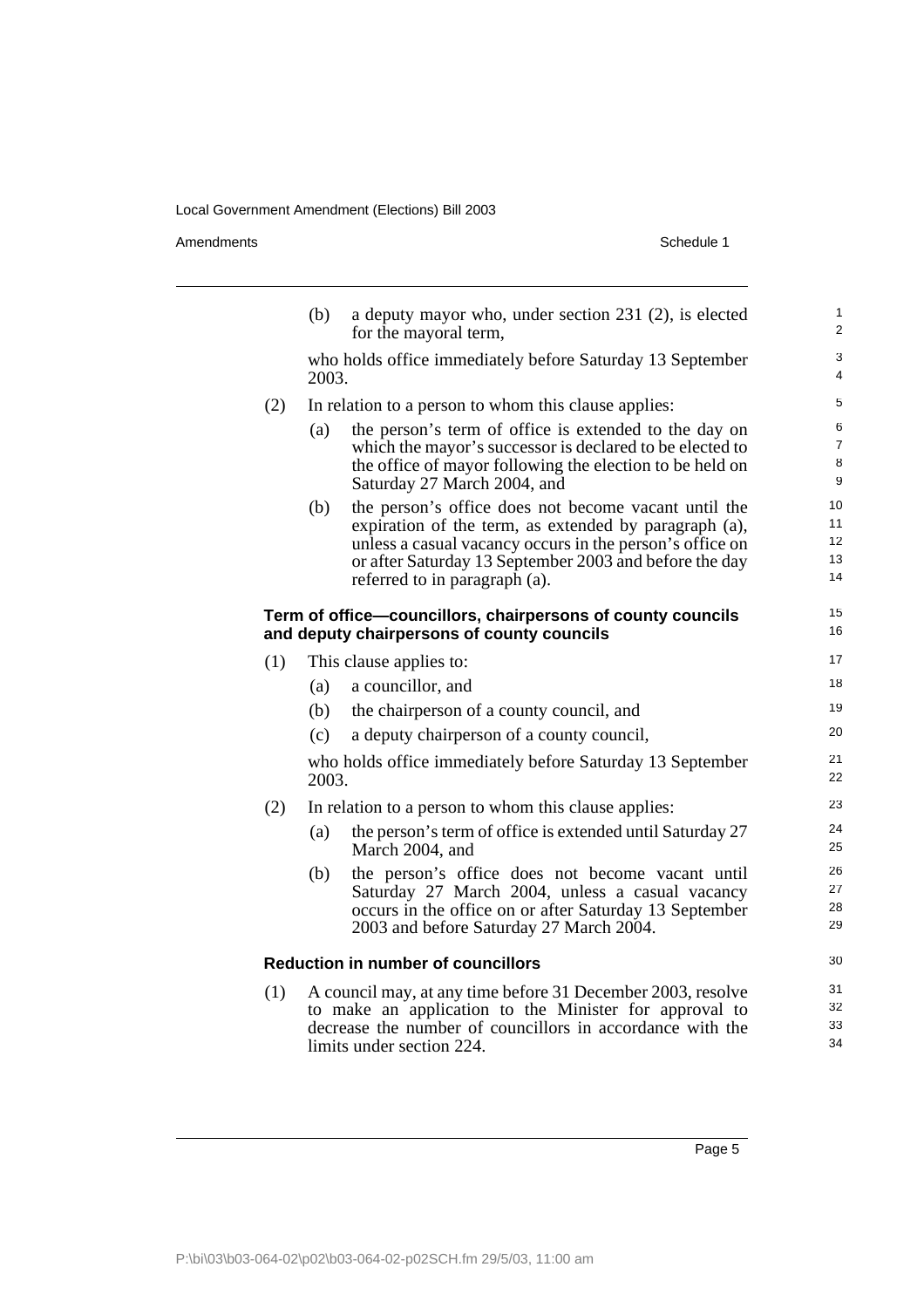(b) a deputy mayor who, under section 231 (2), is elected for the mayoral term,

who holds office immediately before Saturday 13 September 2003.

(2) In relation to a person to whom this clause applies:

(a) the person's term of office is extended to the day on which the mayor's successor is declared to be elected to the office of mayor following the election to be held on Saturday 27 March 2004, and

(b) the person's office does not become vacant until the expiration of the term, as extended by paragraph (a), unless a casual vacancy occurs in the person's office on or after Saturday 13 September 2003 and before the day referred to in paragraph (a).

**Term of office—councillors, chairpersons of county councils and deputy chairpersons of county councils**

(1) This clause applies to:

(a) a councillor, and

(b) the chairperson of a county council, and

(c) a deputy chairperson of a county council,

who holds office immediately before Saturday 13 September 2003.

(2) In relation to a person to whom this clause applies:

(a) the person's term of office is extended until Saturday 27 March 2004, and

(b) the person's office does not become vacant until Saturday 27 March 2004, unless a casual vacancy occurs in the office on or after Saturday 13 September 2003 and before Saturday 27 March 2004.

**Reduction in number of councillors**

(1) A council may, at any time before 31 December 2003, resolve to make an application to the Minister for approval to decrease the number of councillors in accordance with the limits under section 224.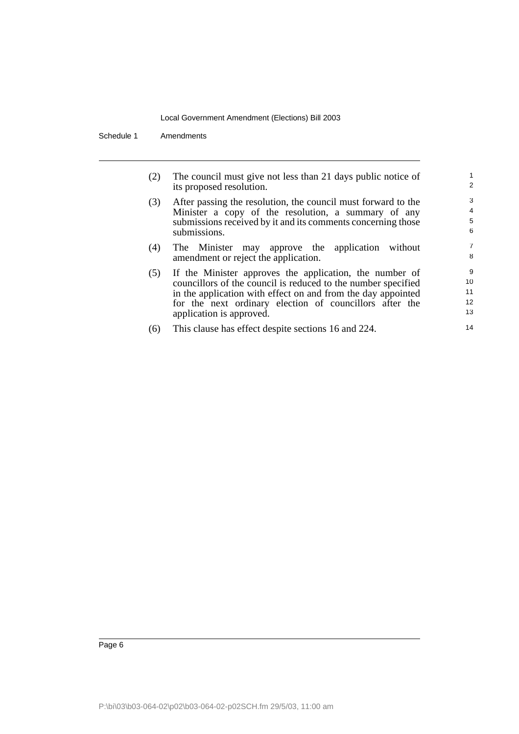(2) The council must give not less than 21 days public notice of its proposed resolution.

(3) After passing the resolution, the council must forward to the Minister a copy of the resolution, a summary of any submissions received by it and its comments concerning those submissions.

(4) The Minister may approve the application without amendment or reject the application.

(5) If the Minister approves the application, the number of councillors of the council is reduced to the number specified in the application with effect on and from the day appointed for the next ordinary election of councillors after the application is approved.

(6) This clause has effect despite sections 16 and 224.